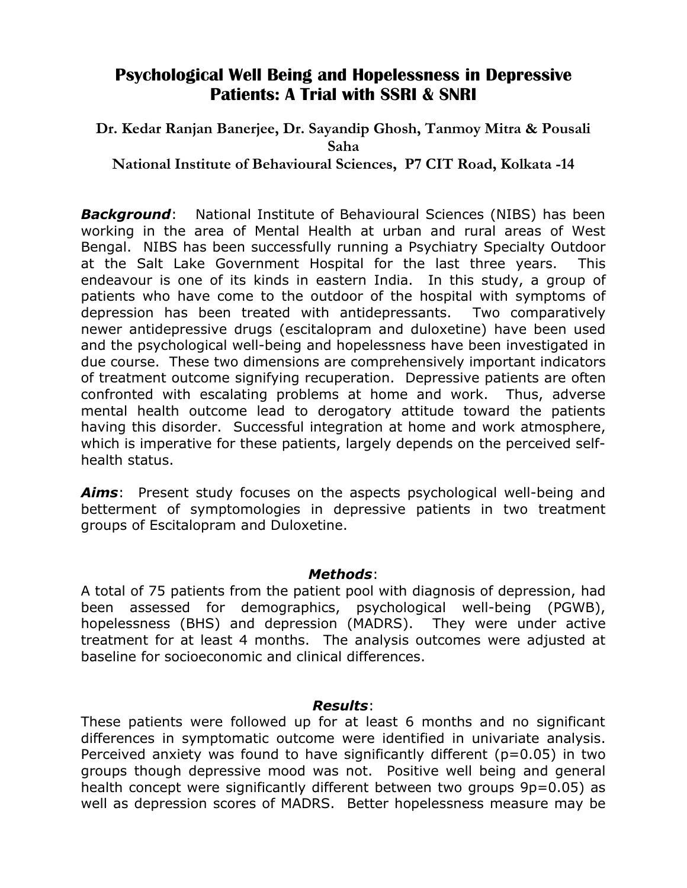# Psychological Well Being and Hopelessness in Depressive Patients: A Trial with SSRI & SNRI

**Dr. Kedar Ranjan Banerjee, Dr. Sayandip Ghosh, Tanmoy Mitra & Pousali Saha**

**National Institute of Behavioural Sciences, P7 CIT Road, Kolkata -14**

***Background***: National Institute of Behavioural Sciences (NIBS) has been working in the area of Mental Health at urban and rural areas of West Bengal. NIBS has been successfully running a Psychiatry Specialty Outdoor at the Salt Lake Government Hospital for the last three years. This endeavour is one of its kinds in eastern India. In this study, a group of patients who have come to the outdoor of the hospital with symptoms of depression has been treated with antidepressants. Two comparatively newer antidepressive drugs (escitalopram and duloxetine) have been used and the psychological well-being and hopelessness have been investigated in due course. These two dimensions are comprehensively important indicators of treatment outcome signifying recuperation. Depressive patients are often confronted with escalating problems at home and work. Thus, adverse mental health outcome lead to derogatory attitude toward the patients having this disorder. Successful integration at home and work atmosphere, which is imperative for these patients, largely depends on the perceived self-health status.

***Aims***: Present study focuses on the aspects psychological well-being and betterment of symptomologies in depressive patients in two treatment groups of Escitalopram and Duloxetine.

***Methods***:

A total of 75 patients from the patient pool with diagnosis of depression, had been assessed for demographics, psychological well-being (PGWB), hopelessness (BHS) and depression (MADRS). They were under active treatment for at least 4 months. The analysis outcomes were adjusted at baseline for socioeconomic and clinical differences.

***Results***:

These patients were followed up for at least 6 months and no significant differences in symptomatic outcome were identified in univariate analysis. Perceived anxiety was found to have significantly different ($p=0.05$) in two groups though depressive mood was not. Positive well being and general health concept were significantly different between two groups 9p=0.05) as well as depression scores of MADRS. Better hopelessness measure may be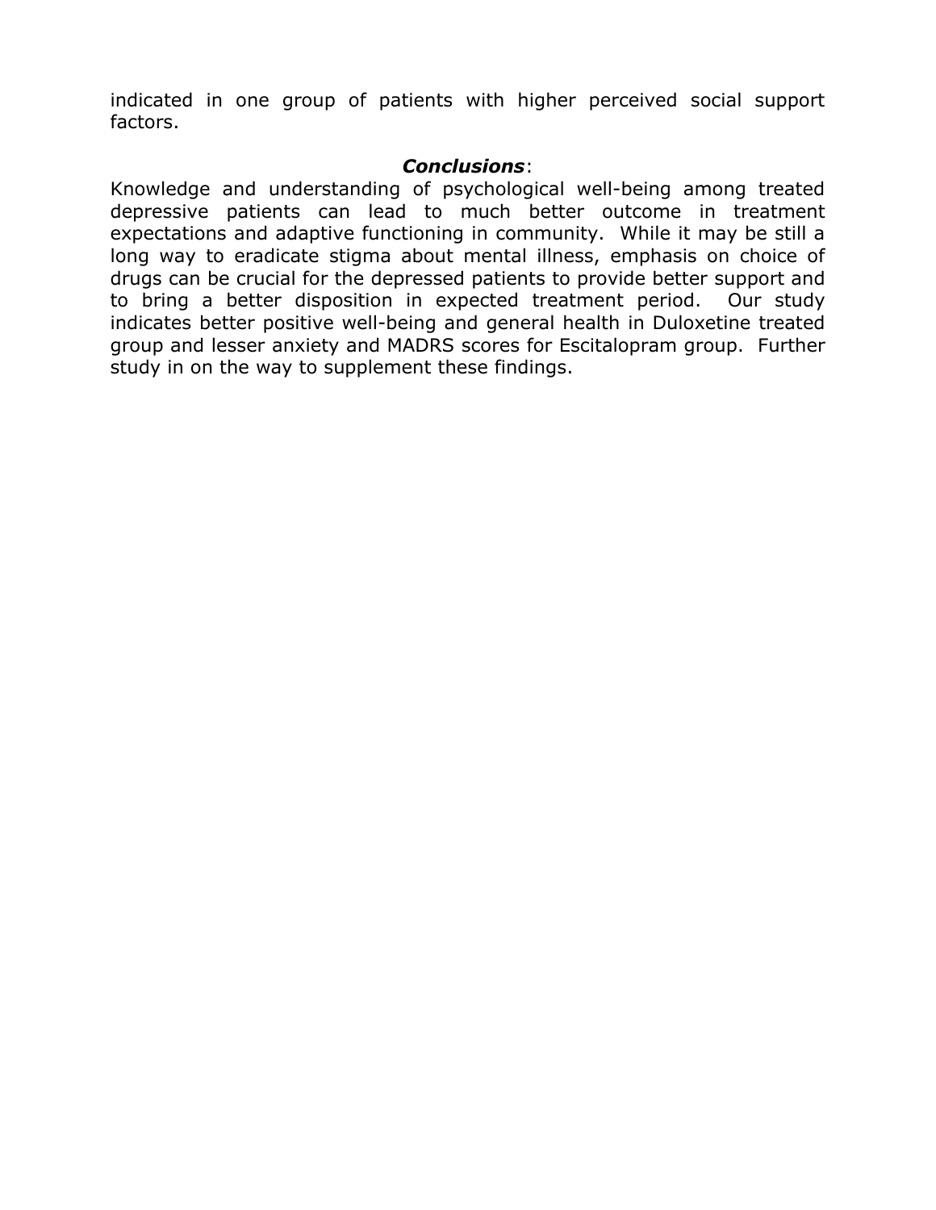indicated in one group of patients with higher perceived social support factors.

### ***Conclusions***:

Knowledge and understanding of psychological well-being among treated depressive patients can lead to much better outcome in treatment expectations and adaptive functioning in community. While it may be still a long way to eradicate stigma about mental illness, emphasis on choice of drugs can be crucial for the depressed patients to provide better support and to bring a better disposition in expected treatment period. Our study indicates better positive well-being and general health in Duloxetine treated group and lesser anxiety and MADRS scores for Escitalopram group. Further study in on the way to supplement these findings.